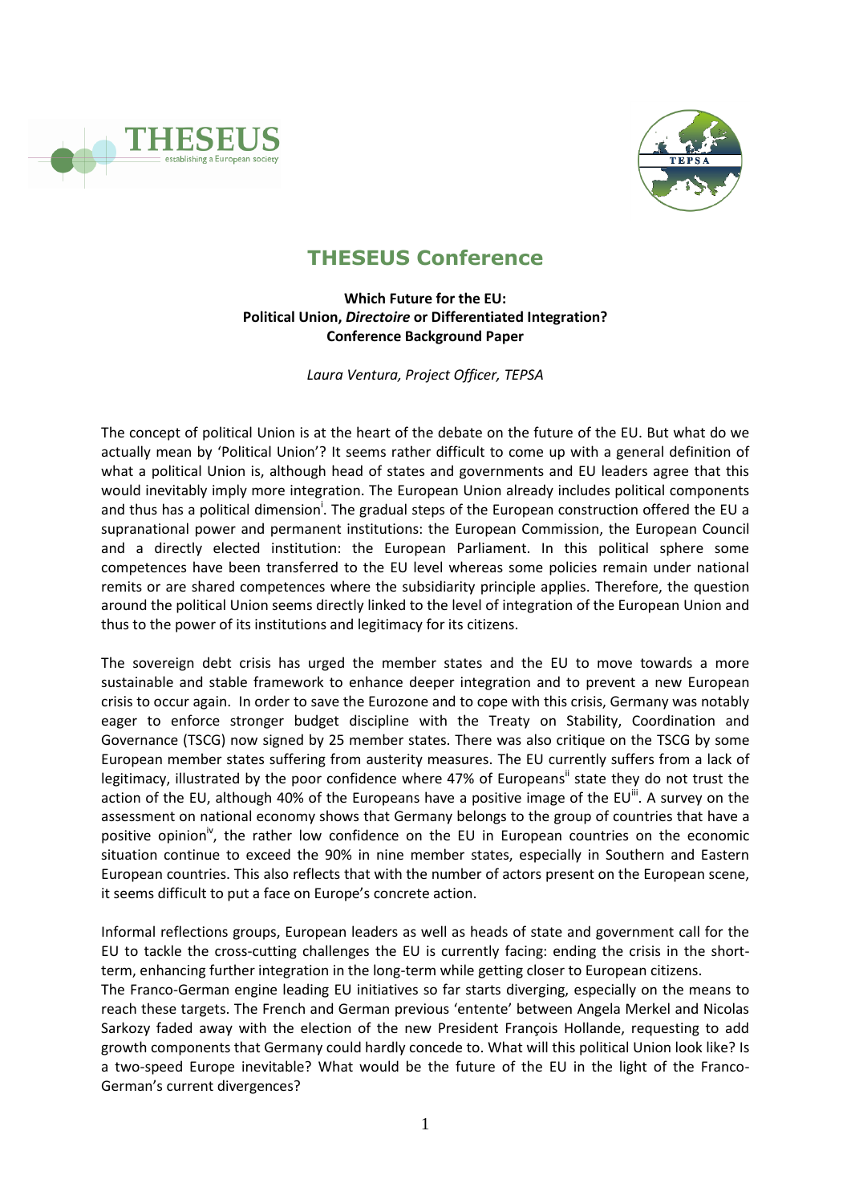# THESEUS Conference

**Which Future for the EU:**
**Political Union, *Directoire* or Differentiated Integration?**
**Conference Background Paper**

*Laura Ventura, Project Officer, TEPSA*

The concept of political Union is at the heart of the debate on the future of the EU. But what do we actually mean by 'Political Union'? It seems rather difficult to come up with a general definition of what a political Union is, although head of states and governments and EU leaders agree that this would inevitably imply more integration. The European Union already includes political components and thus has a political dimension[i]. The gradual steps of the European construction offered the EU a supranational power and permanent institutions: the European Commission, the European Council and a directly elected institution: the European Parliament. In this political sphere some competences have been transferred to the EU level whereas some policies remain under national remits or are shared competences where the subsidiarity principle applies. Therefore, the question around the political Union seems directly linked to the level of integration of the European Union and thus to the power of its institutions and legitimacy for its citizens.

The sovereign debt crisis has urged the member states and the EU to move towards a more sustainable and stable framework to enhance deeper integration and to prevent a new European crisis to occur again. In order to save the Eurozone and to cope with this crisis, Germany was notably eager to enforce stronger budget discipline with the Treaty on Stability, Coordination and Governance (TSCG) now signed by 25 member states. There was also critique on the TSCG by some European member states suffering from austerity measures. The EU currently suffers from a lack of legitimacy, illustrated by the poor confidence where 47% of Europeans[ii] state they do not trust the action of the EU, although 40% of the Europeans have a positive image of the EU[iii]. A survey on the assessment on national economy shows that Germany belongs to the group of countries that have a positive opinion[iv], the rather low confidence on the EU in European countries on the economic situation continue to exceed the 90% in nine member states, especially in Southern and Eastern European countries. This also reflects that with the number of actors present on the European scene, it seems difficult to put a face on Europe's concrete action.

Informal reflections groups, European leaders as well as heads of state and government call for the EU to tackle the cross-cutting challenges the EU is currently facing: ending the crisis in the short-term, enhancing further integration in the long-term while getting closer to European citizens.

The Franco-German engine leading EU initiatives so far starts diverging, especially on the means to reach these targets. The French and German previous 'entente' between Angela Merkel and Nicolas Sarkozy faded away with the election of the new President François Hollande, requesting to add growth components that Germany could hardly concede to. What will this political Union look like? Is a two-speed Europe inevitable? What would be the future of the EU in the light of the Franco-German's current divergences?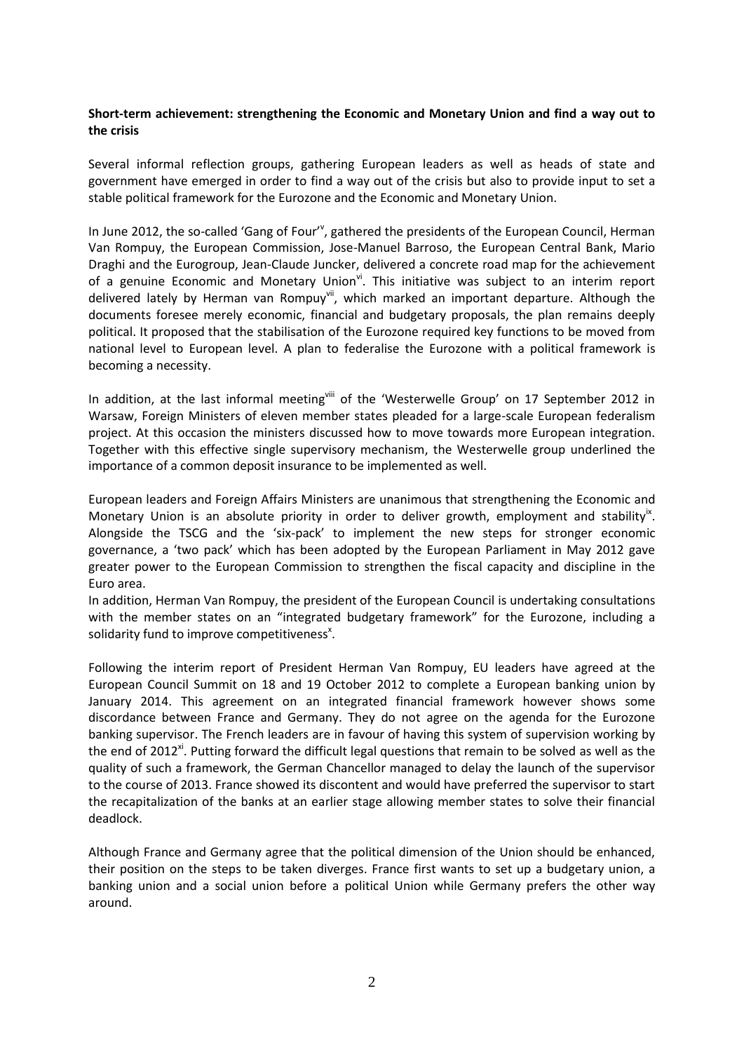**Short-term achievement: strengthening the Economic and Monetary Union and find a way out to the crisis**

Several informal reflection groups, gathering European leaders as well as heads of state and government have emerged in order to find a way out of the crisis but also to provide input to set a stable political framework for the Eurozone and the Economic and Monetary Union.

In June 2012, the so-called 'Gang of Four'[v], gathered the presidents of the European Council, Herman Van Rompuy, the European Commission, Jose-Manuel Barroso, the European Central Bank, Mario Draghi and the Eurogroup, Jean-Claude Juncker, delivered a concrete road map for the achievement of a genuine Economic and Monetary Union[vi]. This initiative was subject to an interim report delivered lately by Herman van Rompuy[vii], which marked an important departure. Although the documents foresee merely economic, financial and budgetary proposals, the plan remains deeply political. It proposed that the stabilisation of the Eurozone required key functions to be moved from national level to European level. A plan to federalise the Eurozone with a political framework is becoming a necessity.

In addition, at the last informal meeting[viii] of the 'Westerwelle Group' on 17 September 2012 in Warsaw, Foreign Ministers of eleven member states pleaded for a large-scale European federalism project. At this occasion the ministers discussed how to move towards more European integration. Together with this effective single supervisory mechanism, the Westerwelle group underlined the importance of a common deposit insurance to be implemented as well.

European leaders and Foreign Affairs Ministers are unanimous that strengthening the Economic and Monetary Union is an absolute priority in order to deliver growth, employment and stability[ix]. Alongside the TSCG and the 'six-pack' to implement the new steps for stronger economic governance, a 'two pack' which has been adopted by the European Parliament in May 2012 gave greater power to the European Commission to strengthen the fiscal capacity and discipline in the Euro area.

In addition, Herman Van Rompuy, the president of the European Council is undertaking consultations with the member states on an "integrated budgetary framework" for the Eurozone, including a solidarity fund to improve competitiveness[x].

Following the interim report of President Herman Van Rompuy, EU leaders have agreed at the European Council Summit on 18 and 19 October 2012 to complete a European banking union by January 2014. This agreement on an integrated financial framework however shows some discordance between France and Germany. They do not agree on the agenda for the Eurozone banking supervisor. The French leaders are in favour of having this system of supervision working by the end of 2012[xi]. Putting forward the difficult legal questions that remain to be solved as well as the quality of such a framework, the German Chancellor managed to delay the launch of the supervisor to the course of 2013. France showed its discontent and would have preferred the supervisor to start the recapitalization of the banks at an earlier stage allowing member states to solve their financial deadlock.

Although France and Germany agree that the political dimension of the Union should be enhanced, their position on the steps to be taken diverges. France first wants to set up a budgetary union, a banking union and a social union before a political Union while Germany prefers the other way around.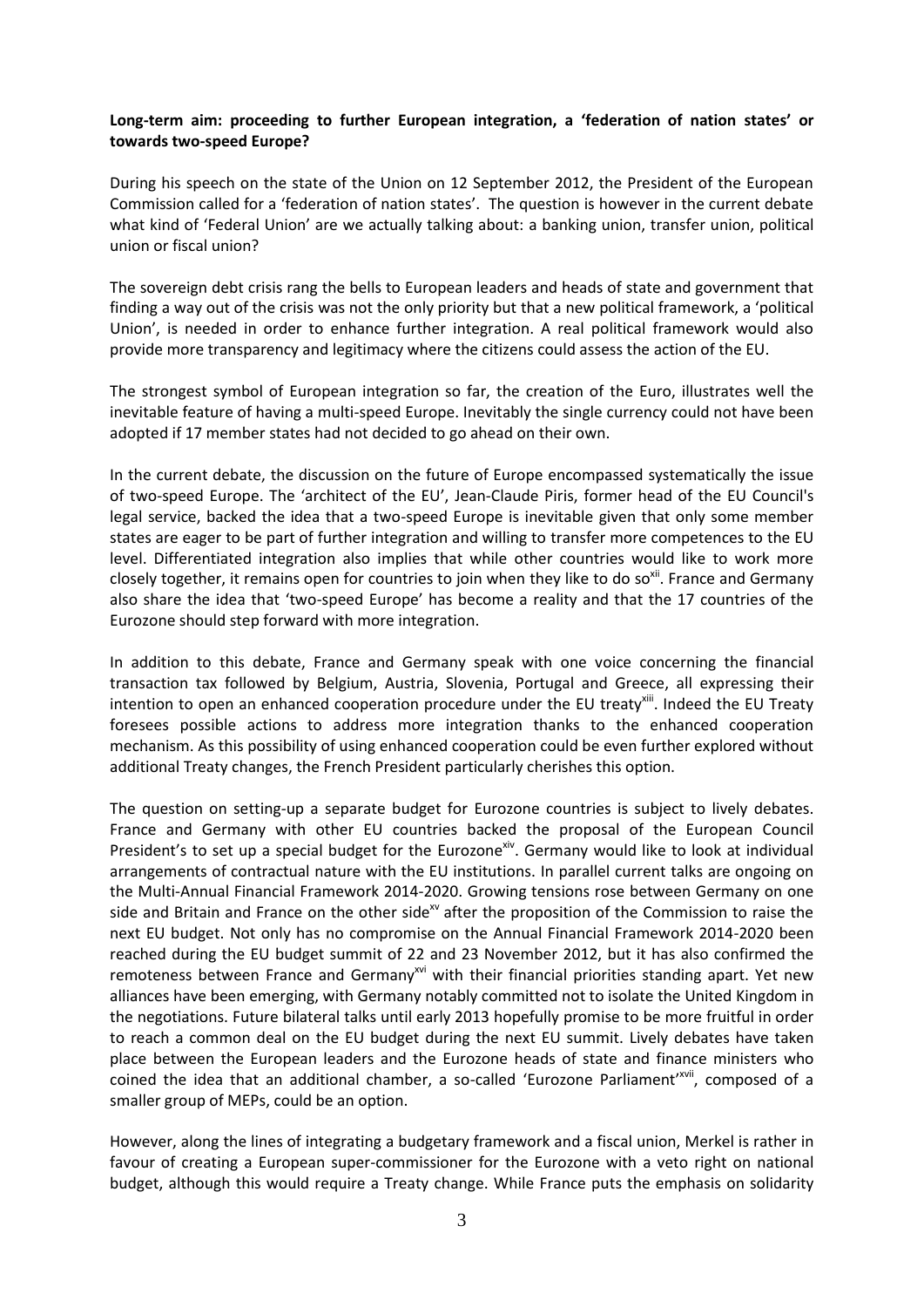**Long-term aim: proceeding to further European integration, a 'federation of nation states' or towards two-speed Europe?**

During his speech on the state of the Union on 12 September 2012, the President of the European Commission called for a 'federation of nation states'. The question is however in the current debate what kind of 'Federal Union' are we actually talking about: a banking union, transfer union, political union or fiscal union?

The sovereign debt crisis rang the bells to European leaders and heads of state and government that finding a way out of the crisis was not the only priority but that a new political framework, a 'political Union', is needed in order to enhance further integration. A real political framework would also provide more transparency and legitimacy where the citizens could assess the action of the EU.

The strongest symbol of European integration so far, the creation of the Euro, illustrates well the inevitable feature of having a multi-speed Europe. Inevitably the single currency could not have been adopted if 17 member states had not decided to go ahead on their own.

In the current debate, the discussion on the future of Europe encompassed systematically the issue of two-speed Europe. The 'architect of the EU', Jean-Claude Piris, former head of the EU Council's legal service, backed the idea that a two-speed Europe is inevitable given that only some member states are eager to be part of further integration and willing to transfer more competences to the EU level. Differentiated integration also implies that while other countries would like to work more closely together, it remains open for countries to join when they like to do so[xii]. France and Germany also share the idea that 'two-speed Europe' has become a reality and that the 17 countries of the Eurozone should step forward with more integration.

In addition to this debate, France and Germany speak with one voice concerning the financial transaction tax followed by Belgium, Austria, Slovenia, Portugal and Greece, all expressing their intention to open an enhanced cooperation procedure under the EU treaty[xiii]. Indeed the EU Treaty foresees possible actions to address more integration thanks to the enhanced cooperation mechanism. As this possibility of using enhanced cooperation could be even further explored without additional Treaty changes, the French President particularly cherishes this option.

The question on setting-up a separate budget for Eurozone countries is subject to lively debates. France and Germany with other EU countries backed the proposal of the European Council President's to set up a special budget for the Eurozone[xiv]. Germany would like to look at individual arrangements of contractual nature with the EU institutions. In parallel current talks are ongoing on the Multi-Annual Financial Framework 2014-2020. Growing tensions rose between Germany on one side and Britain and France on the other side[xv] after the proposition of the Commission to raise the next EU budget. Not only has no compromise on the Annual Financial Framework 2014-2020 been reached during the EU budget summit of 22 and 23 November 2012, but it has also confirmed the remoteness between France and Germany[xvi] with their financial priorities standing apart. Yet new alliances have been emerging, with Germany notably committed not to isolate the United Kingdom in the negotiations. Future bilateral talks until early 2013 hopefully promise to be more fruitful in order to reach a common deal on the EU budget during the next EU summit. Lively debates have taken place between the European leaders and the Eurozone heads of state and finance ministers who coined the idea that an additional chamber, a so-called 'Eurozone Parliament'[xvii], composed of a smaller group of MEPs, could be an option.

However, along the lines of integrating a budgetary framework and a fiscal union, Merkel is rather in favour of creating a European super-commissioner for the Eurozone with a veto right on national budget, although this would require a Treaty change. While France puts the emphasis on solidarity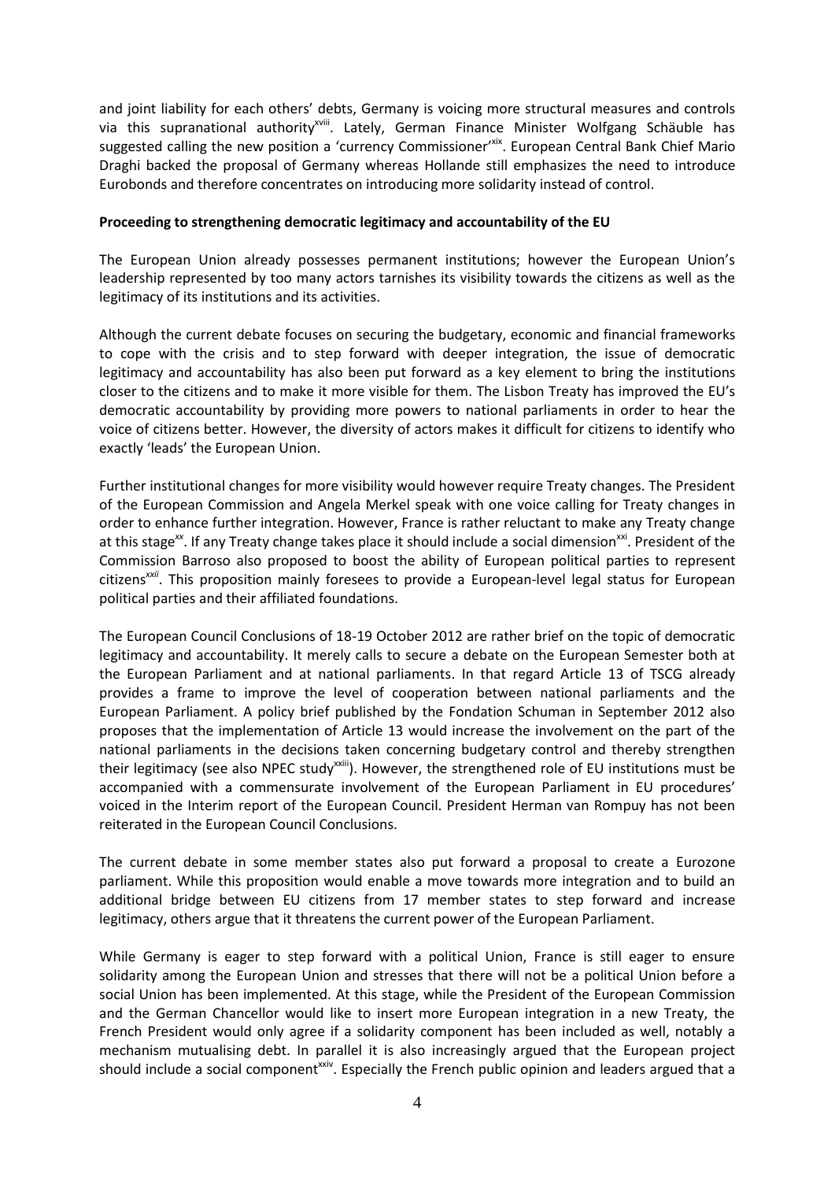and joint liability for each others' debts, Germany is voicing more structural measures and controls via this supranational authority[xviii]. Lately, German Finance Minister Wolfgang Schäuble has suggested calling the new position a 'currency Commissioner'[xix]. European Central Bank Chief Mario Draghi backed the proposal of Germany whereas Hollande still emphasizes the need to introduce Eurobonds and therefore concentrates on introducing more solidarity instead of control.

**Proceeding to strengthening democratic legitimacy and accountability of the EU**

The European Union already possesses permanent institutions; however the European Union's leadership represented by too many actors tarnishes its visibility towards the citizens as well as the legitimacy of its institutions and its activities.

Although the current debate focuses on securing the budgetary, economic and financial frameworks to cope with the crisis and to step forward with deeper integration, the issue of democratic legitimacy and accountability has also been put forward as a key element to bring the institutions closer to the citizens and to make it more visible for them. The Lisbon Treaty has improved the EU's democratic accountability by providing more powers to national parliaments in order to hear the voice of citizens better. However, the diversity of actors makes it difficult for citizens to identify who exactly 'leads' the European Union.

Further institutional changes for more visibility would however require Treaty changes. The President of the European Commission and Angela Merkel speak with one voice calling for Treaty changes in order to enhance further integration. However, France is rather reluctant to make any Treaty change at this stage[xx]. If any Treaty change takes place it should include a social dimension[xxi]. President of the Commission Barroso also proposed to boost the ability of European political parties to represent citizens[xxii]. This proposition mainly foresees to provide a European-level legal status for European political parties and their affiliated foundations.

The European Council Conclusions of 18-19 October 2012 are rather brief on the topic of democratic legitimacy and accountability. It merely calls to secure a debate on the European Semester both at the European Parliament and at national parliaments. In that regard Article 13 of TSCG already provides a frame to improve the level of cooperation between national parliaments and the European Parliament. A policy brief published by the Fondation Schuman in September 2012 also proposes that the implementation of Article 13 would increase the involvement on the part of the national parliaments in the decisions taken concerning budgetary control and thereby strengthen their legitimacy (see also NPEC study[xxiii]). However, the strengthened role of EU institutions must be accompanied with a commensurate involvement of the European Parliament in EU procedures' voiced in the Interim report of the European Council. President Herman van Rompuy has not been reiterated in the European Council Conclusions.

The current debate in some member states also put forward a proposal to create a Eurozone parliament. While this proposition would enable a move towards more integration and to build an additional bridge between EU citizens from 17 member states to step forward and increase legitimacy, others argue that it threatens the current power of the European Parliament.

While Germany is eager to step forward with a political Union, France is still eager to ensure solidarity among the European Union and stresses that there will not be a political Union before a social Union has been implemented. At this stage, while the President of the European Commission and the German Chancellor would like to insert more European integration in a new Treaty, the French President would only agree if a solidarity component has been included as well, notably a mechanism mutualising debt. In parallel it is also increasingly argued that the European project should include a social component[xxiv]. Especially the French public opinion and leaders argued that a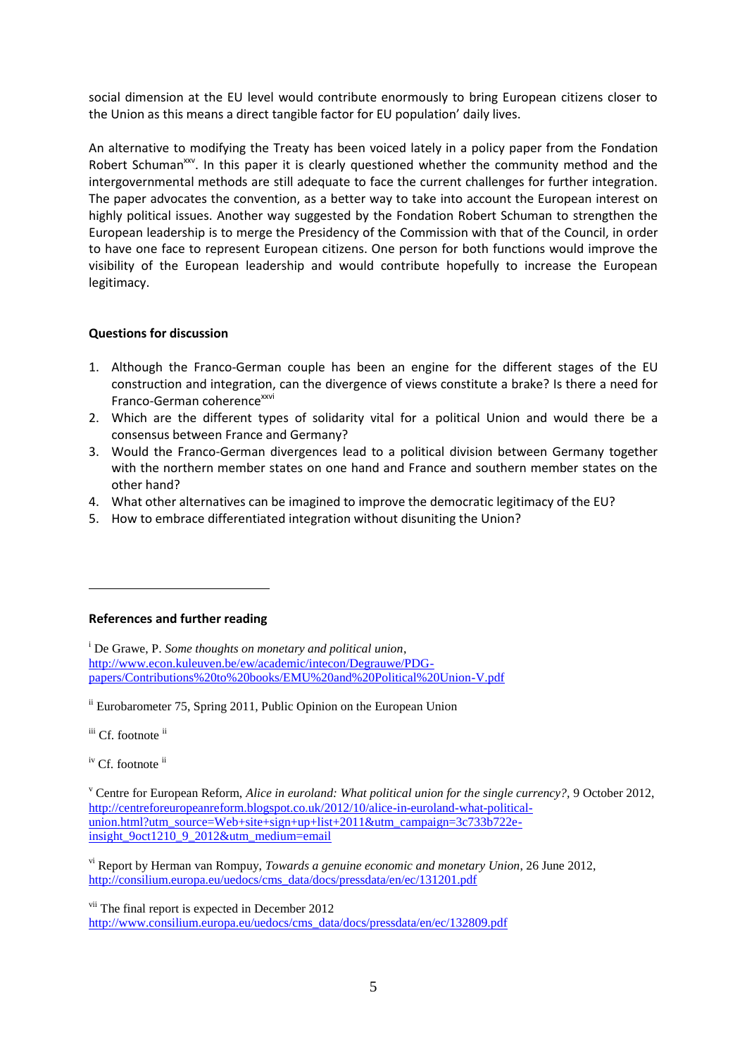social dimension at the EU level would contribute enormously to bring European citizens closer to the Union as this means a direct tangible factor for EU population' daily lives.

An alternative to modifying the Treaty has been voiced lately in a policy paper from the Fondation Robert Schuman[xxv]. In this paper it is clearly questioned whether the community method and the intergovernmental methods are still adequate to face the current challenges for further integration. The paper advocates the convention, as a better way to take into account the European interest on highly political issues. Another way suggested by the Fondation Robert Schuman to strengthen the European leadership is to merge the Presidency of the Commission with that of the Council, in order to have one face to represent European citizens. One person for both functions would improve the visibility of the European leadership and would contribute hopefully to increase the European legitimacy.

**Questions for discussion**

1. Although the Franco-German couple has been an engine for the different stages of the EU construction and integration, can the divergence of views constitute a brake? Is there a need for Franco-German coherence[xxvi]
2. Which are the different types of solidarity vital for a political Union and would there be a consensus between France and Germany?
3. Would the Franco-German divergences lead to a political division between Germany together with the northern member states on one hand and France and southern member states on the other hand?
4. What other alternatives can be imagined to improve the democratic legitimacy of the EU?
5. How to embrace differentiated integration without disuniting the Union?

---

**References and further reading**

[i] De Grawe, P. *Some thoughts on monetary and political union*, http://www.econ.kuleuven.be/ew/academic/intecon/Degrauwe/PDG-papers/Contributions%20to%20books/EMU%20and%20Political%20Union-V.pdf

[ii] Eurobarometer 75, Spring 2011, Public Opinion on the European Union

[iii] Cf. footnote [ii]

[iv] Cf. footnote [ii]

[v] Centre for European Reform, *Alice in euroland: What political union for the single currency?*, 9 October 2012, http://centreforeuropeanreform.blogspot.co.uk/2012/10/alice-in-euroland-what-political-union.html?utm_source=Web+site+sign+up+list+2011&utm_campaign=3c733b722e-insight_9oct1210_9_2012&utm_medium=email

[vi] Report by Herman van Rompuy, *Towards a genuine economic and monetary Union*, 26 June 2012, http://consilium.europa.eu/uedocs/cms_data/docs/pressdata/en/ec/131201.pdf

[vii] The final report is expected in December 2012 http://www.consilium.europa.eu/uedocs/cms_data/docs/pressdata/en/ec/132809.pdf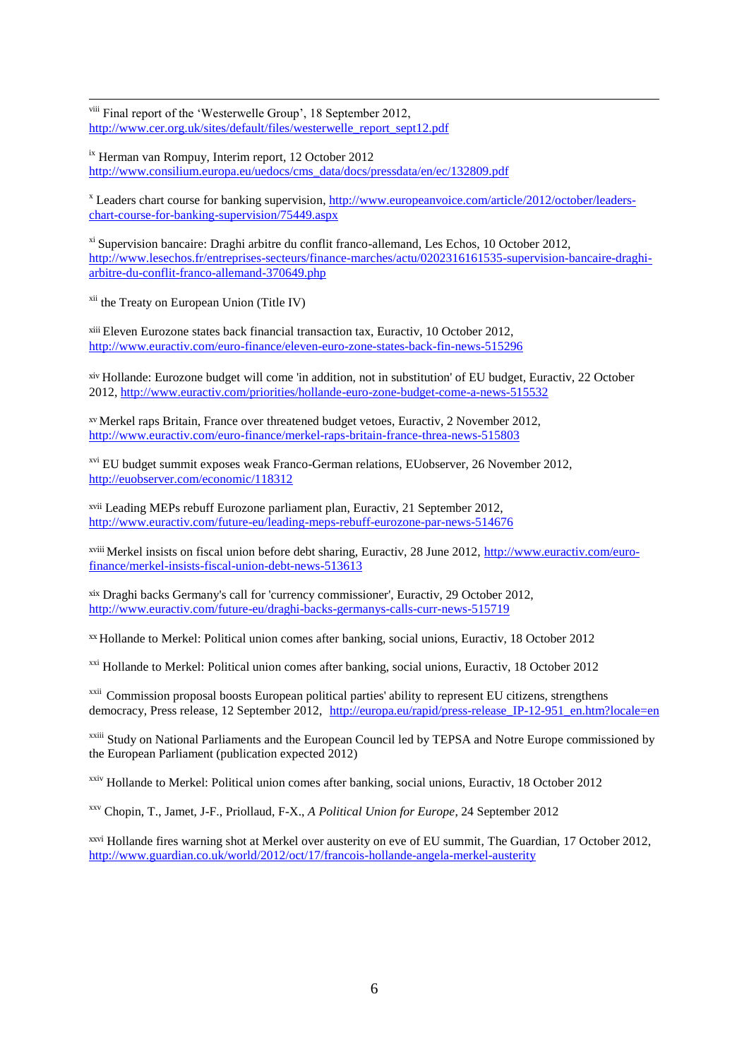[viii] Final report of the 'Westerwelle Group', 18 September 2012, http://www.cer.org.uk/sites/default/files/westerwelle_report_sept12.pdf

[ix] Herman van Rompuy, Interim report, 12 October 2012 http://www.consilium.europa.eu/uedocs/cms_data/docs/pressdata/en/ec/132809.pdf

[x] Leaders chart course for banking supervision, http://www.europeanvoice.com/article/2012/october/leaders-chart-course-for-banking-supervision/75449.aspx

[xi] Supervision bancaire: Draghi arbitre du conflit franco-allemand, Les Echos, 10 October 2012, http://www.lesechos.fr/entreprises-secteurs/finance-marches/actu/0202316161535-supervision-bancaire-draghi-arbitre-du-conflit-franco-allemand-370649.php

[xii] the Treaty on European Union (Title IV)

[xiii] Eleven Eurozone states back financial transaction tax, Euractiv, 10 October 2012, http://www.euractiv.com/euro-finance/eleven-euro-zone-states-back-fin-news-515296

[xiv] Hollande: Eurozone budget will come 'in addition, not in substitution' of EU budget, Euractiv, 22 October 2012, http://www.euractiv.com/priorities/hollande-euro-zone-budget-come-a-news-515532

[xv] Merkel raps Britain, France over threatened budget vetoes, Euractiv, 2 November 2012, http://www.euractiv.com/euro-finance/merkel-raps-britain-france-threa-news-515803

[xvi] EU budget summit exposes weak Franco-German relations, EUobserver, 26 November 2012, http://euobserver.com/economic/118312

[xvii] Leading MEPs rebuff Eurozone parliament plan, Euractiv, 21 September 2012, http://www.euractiv.com/future-eu/leading-meps-rebuff-eurozone-par-news-514676

[xviii] Merkel insists on fiscal union before debt sharing, Euractiv, 28 June 2012, http://www.euractiv.com/euro-finance/merkel-insists-fiscal-union-debt-news-513613

[xix] Draghi backs Germany's call for 'currency commissioner', Euractiv, 29 October 2012, http://www.euractiv.com/future-eu/draghi-backs-germanys-calls-curr-news-515719

[xx] Hollande to Merkel: Political union comes after banking, social unions, Euractiv, 18 October 2012

[xxi] Hollande to Merkel: Political union comes after banking, social unions, Euractiv, 18 October 2012

[xxii] Commission proposal boosts European political parties' ability to represent EU citizens, strengthens democracy, Press release, 12 September 2012, http://europa.eu/rapid/press-release_IP-12-951_en.htm?locale=en

[xxiii] Study on National Parliaments and the European Council led by TEPSA and Notre Europe commissioned by the European Parliament (publication expected 2012)

[xxiv] Hollande to Merkel: Political union comes after banking, social unions, Euractiv, 18 October 2012

[xxv] Chopin, T., Jamet, J-F., Priollaud, F-X., *A Political Union for Europe*, 24 September 2012

[xxvi] Hollande fires warning shot at Merkel over austerity on eve of EU summit, The Guardian, 17 October 2012, http://www.guardian.co.uk/world/2012/oct/17/francois-hollande-angela-merkel-austerity